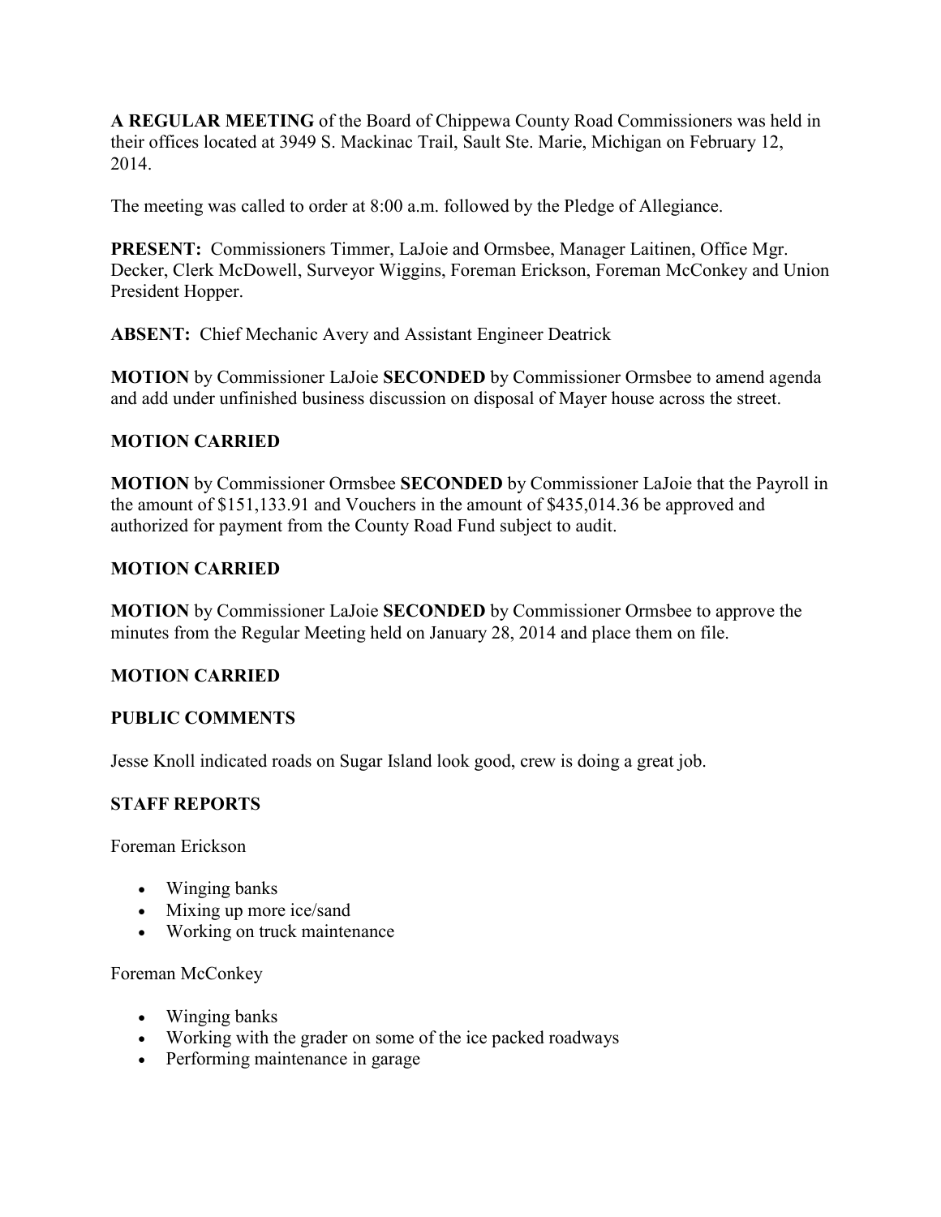**A REGULAR MEETING** of the Board of Chippewa County Road Commissioners was held in their offices located at 3949 S. Mackinac Trail, Sault Ste. Marie, Michigan on February 12, 2014.

The meeting was called to order at 8:00 a.m. followed by the Pledge of Allegiance.

**PRESENT:** Commissioners Timmer, LaJoie and Ormsbee, Manager Laitinen, Office Mgr. Decker, Clerk McDowell, Surveyor Wiggins, Foreman Erickson, Foreman McConkey and Union President Hopper.

**ABSENT:** Chief Mechanic Avery and Assistant Engineer Deatrick

**MOTION** by Commissioner LaJoie **SECONDED** by Commissioner Ormsbee to amend agenda and add under unfinished business discussion on disposal of Mayer house across the street.

**MOTION CARRIED**

**MOTION** by Commissioner Ormsbee **SECONDED** by Commissioner LaJoie that the Payroll in the amount of $151,133.91 and Vouchers in the amount of $435,014.36 be approved and authorized for payment from the County Road Fund subject to audit.

**MOTION CARRIED**

**MOTION** by Commissioner LaJoie **SECONDED** by Commissioner Ormsbee to approve the minutes from the Regular Meeting held on January 28, 2014 and place them on file.

**MOTION CARRIED**

**PUBLIC COMMENTS**

Jesse Knoll indicated roads on Sugar Island look good, crew is doing a great job.

**STAFF REPORTS**

Foreman Erickson

- Winging banks
- Mixing up more ice/sand
- Working on truck maintenance

Foreman McConkey

- Winging banks
- Working with the grader on some of the ice packed roadways
- Performing maintenance in garage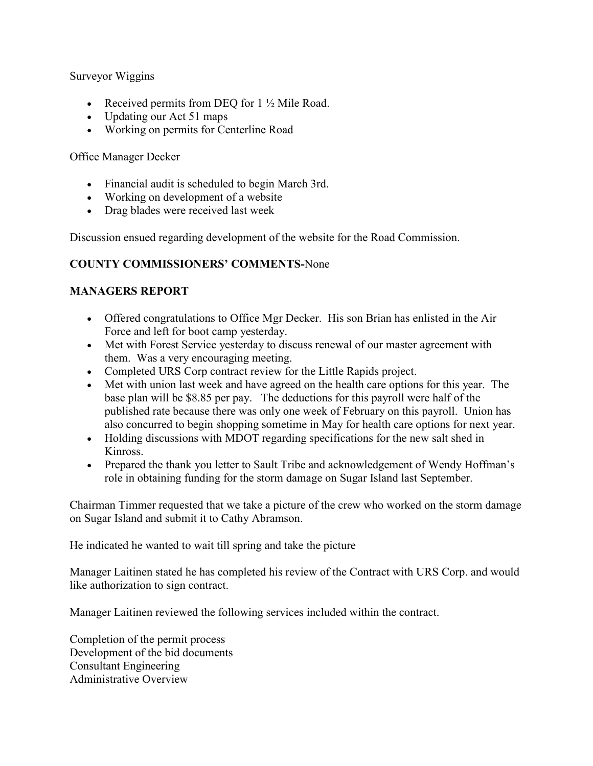Surveyor Wiggins

- Received permits from DEQ for 1 ½ Mile Road.
- Updating our Act 51 maps
- Working on permits for Centerline Road

Office Manager Decker

- Financial audit is scheduled to begin March 3rd.
- Working on development of a website
- Drag blades were received last week

Discussion ensued regarding development of the website for the Road Commission.

**COUNTY COMMISSIONERS' COMMENTS-**None

**MANAGERS REPORT**

- Offered congratulations to Office Mgr Decker. His son Brian has enlisted in the Air Force and left for boot camp yesterday.
- Met with Forest Service yesterday to discuss renewal of our master agreement with them. Was a very encouraging meeting.
- Completed URS Corp contract review for the Little Rapids project.
- Met with union last week and have agreed on the health care options for this year. The base plan will be $8.85 per pay. The deductions for this payroll were half of the published rate because there was only one week of February on this payroll. Union has also concurred to begin shopping sometime in May for health care options for next year.
- Holding discussions with MDOT regarding specifications for the new salt shed in Kinross.
- Prepared the thank you letter to Sault Tribe and acknowledgement of Wendy Hoffman's role in obtaining funding for the storm damage on Sugar Island last September.

Chairman Timmer requested that we take a picture of the crew who worked on the storm damage on Sugar Island and submit it to Cathy Abramson.

He indicated he wanted to wait till spring and take the picture

Manager Laitinen stated he has completed his review of the Contract with URS Corp. and would like authorization to sign contract.

Manager Laitinen reviewed the following services included within the contract.

Completion of the permit process
Development of the bid documents
Consultant Engineering
Administrative Overview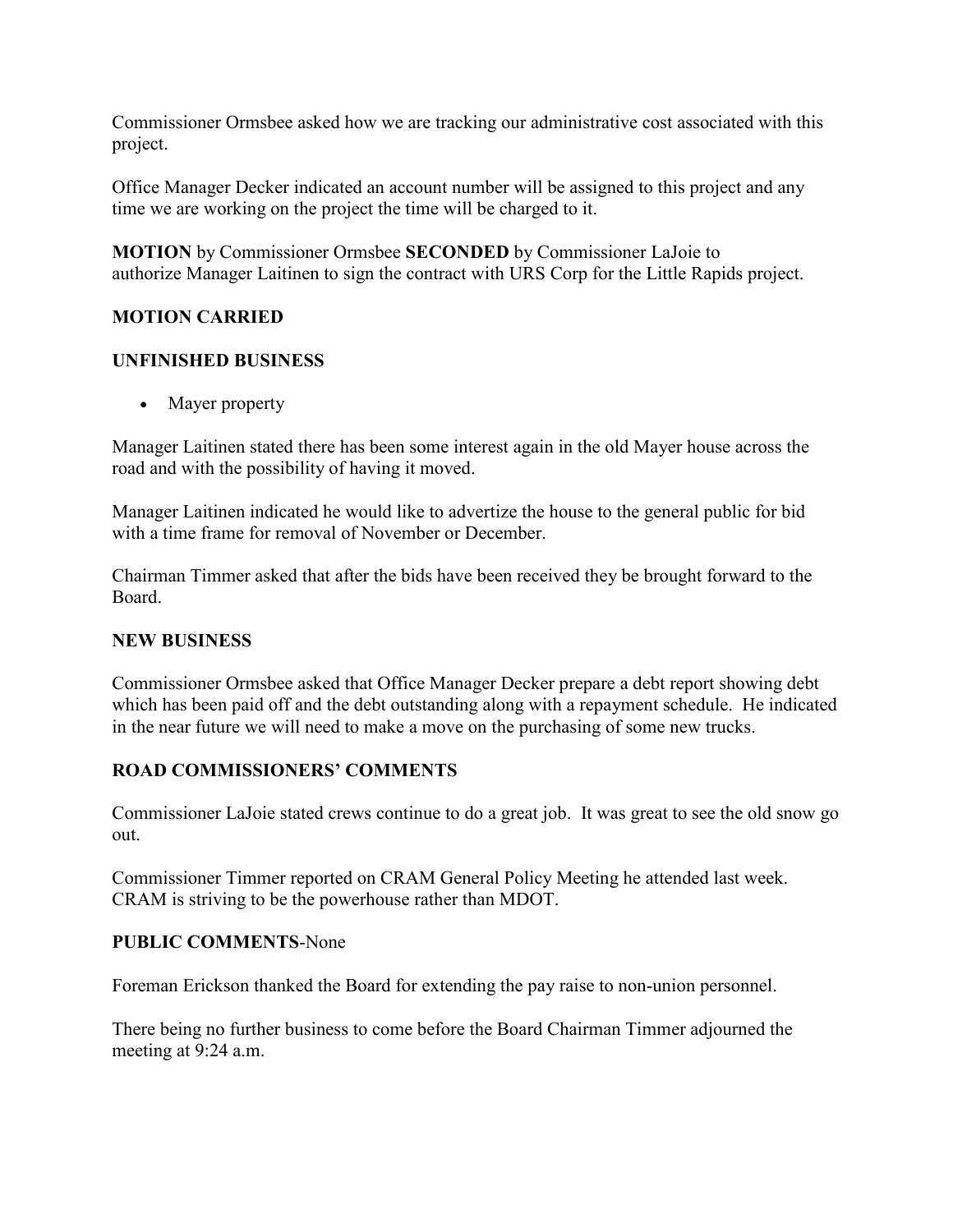Commissioner Ormsbee asked how we are tracking our administrative cost associated with this project.

Office Manager Decker indicated an account number will be assigned to this project and any time we are working on the project the time will be charged to it.

**MOTION** by Commissioner Ormsbee **SECONDED** by Commissioner LaJoie to authorize Manager Laitinen to sign the contract with URS Corp for the Little Rapids project.

**MOTION CARRIED**

**UNFINISHED BUSINESS**

- Mayer property

Manager Laitinen stated there has been some interest again in the old Mayer house across the road and with the possibility of having it moved.

Manager Laitinen indicated he would like to advertize the house to the general public for bid with a time frame for removal of November or December.

Chairman Timmer asked that after the bids have been received they be brought forward to the Board.

**NEW BUSINESS**

Commissioner Ormsbee asked that Office Manager Decker prepare a debt report showing debt which has been paid off and the debt outstanding along with a repayment schedule. He indicated in the near future we will need to make a move on the purchasing of some new trucks.

**ROAD COMMISSIONERS' COMMENTS**

Commissioner LaJoie stated crews continue to do a great job. It was great to see the old snow go out.

Commissioner Timmer reported on CRAM General Policy Meeting he attended last week. CRAM is striving to be the powerhouse rather than MDOT.

**PUBLIC COMMENTS**-None

Foreman Erickson thanked the Board for extending the pay raise to non-union personnel.

There being no further business to come before the Board Chairman Timmer adjourned the meeting at 9:24 a.m.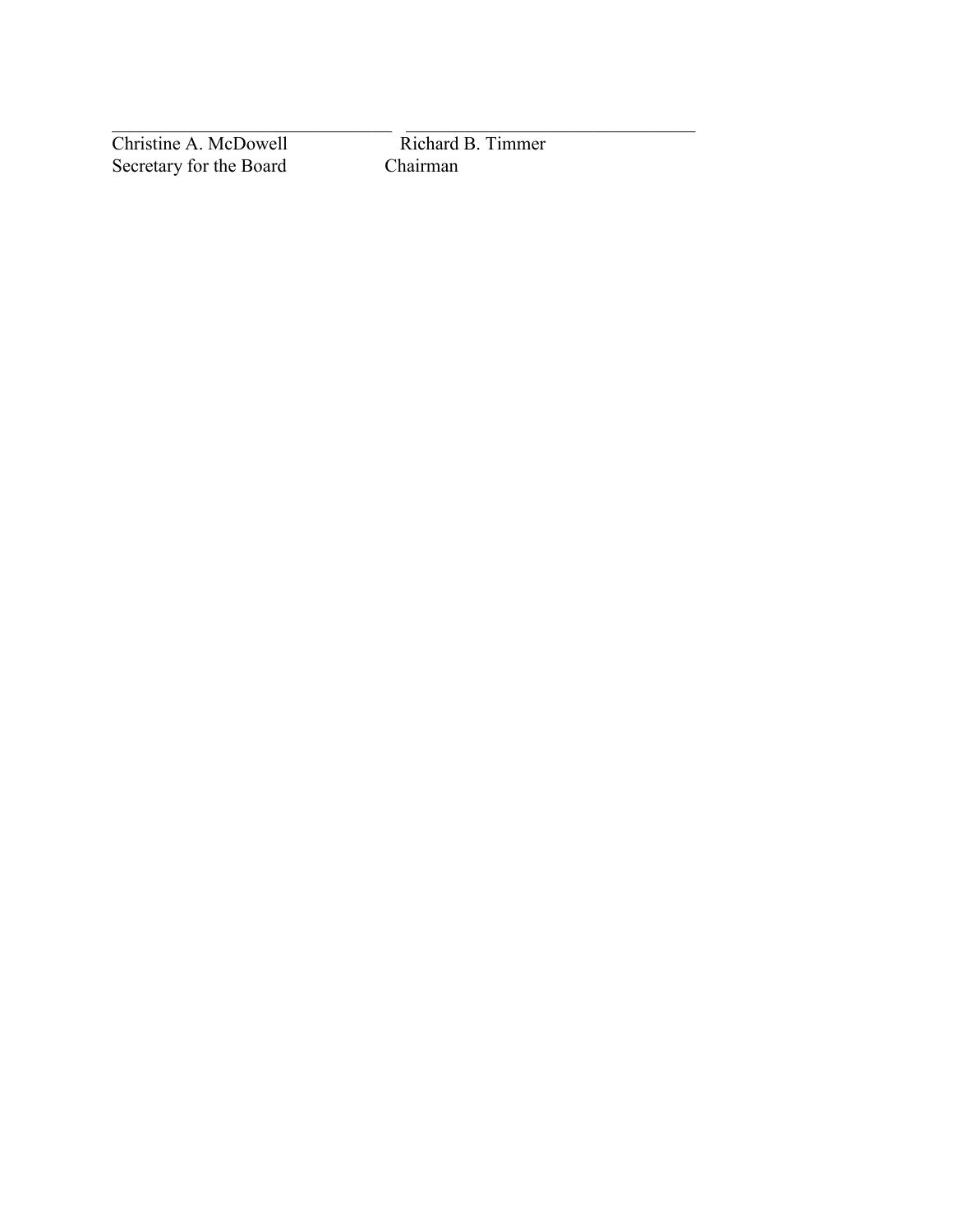\_\_\_\_\_\_\_\_\_\_\_\_\_\_\_\_\_\_\_\_\_\_\_\_\_\_\_\_\_\_\_\_ \_\_\_\_\_\_\_\_\_\_\_\_\_\_\_\_\_\_\_\_\_\_\_\_\_\_\_\_\_\_\_\_

| | |
|---|---|
| Christine A. McDowell | Richard B. Timmer |
| Secretary for the Board | Chairman |